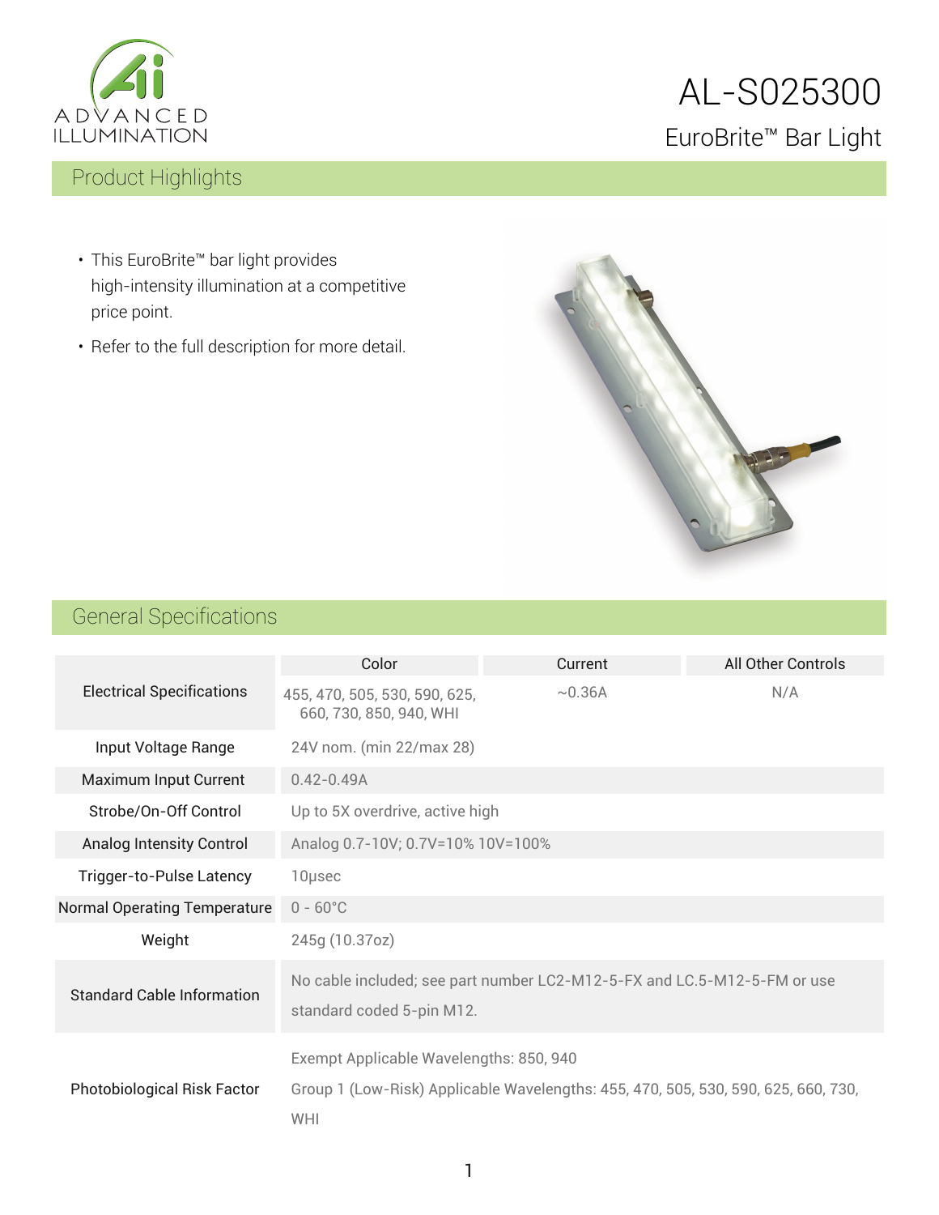# AL-S025300

## EuroBrite™ Bar Light

## Product Highlights

- This EuroBrite™ bar light provides high-intensity illumination at a competitive price point.
- Refer to the full description for more detail.

## General Specifications

| | Color | Current | All Other Controls |
|---|---|---|---|
| Electrical Specifications | 455, 470, 505, 530, 590, 625, 660, 730, 850, 940, WHI | ~0.36A | N/A |
| Input Voltage Range | 24V nom. (min 22/max 28) | | |
| Maximum Input Current | 0.42-0.49A | | |
| Strobe/On-Off Control | Up to 5X overdrive, active high | | |
| Analog Intensity Control | Analog 0.7-10V; 0.7V=10% 10V=100% | | |
| Trigger-to-Pulse Latency | 10µsec | | |
| Normal Operating Temperature | 0 - 60°C | | |
| Weight | 245g (10.37oz) | | |
| Standard Cable Information | No cable included; see part number LC2-M12-5-FX and LC.5-M12-5-FM or use standard coded 5-pin M12. | | |
| Photobiological Risk Factor | Exempt Applicable Wavelengths: 850, 940<br>Group 1 (Low-Risk) Applicable Wavelengths: 455, 470, 505, 530, 590, 625, 660, 730, WHI | | |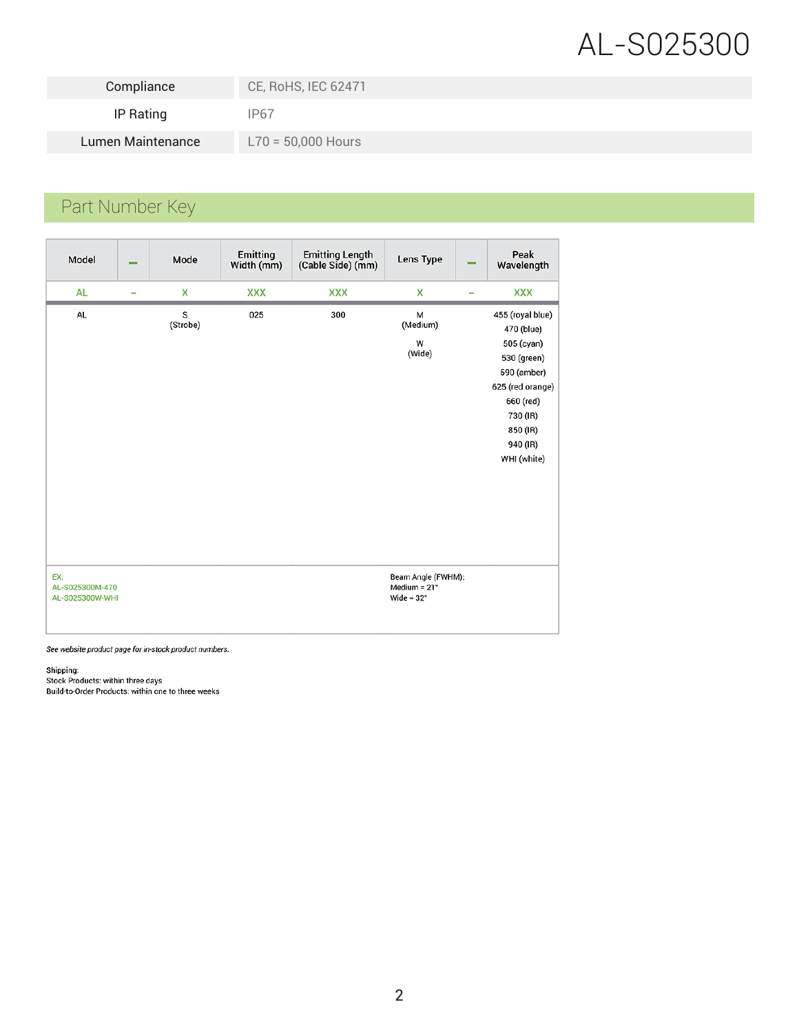# AL-S025300

| Compliance | CE, RoHS, IEC 62471 |
|---|---|
| IP Rating | IP67 |
| Lumen Maintenance | L70 = 50,000 Hours |

## Part Number Key

| Model | – | Mode | Emitting Width (mm) | Emitting Length (Cable Side) (mm) | Lens Type | – | Peak Wavelength |
|---|---|---|---|---|---|---|---|
| AL | – | X | XXX | XXX | X | – | XXX |
| AL | | S (Strobe) | 025 | 300 | M (Medium)<br>W (Wide) | | 455 (royal blue)<br>470 (blue)<br>505 (cyan)<br>530 (green)<br>590 (amber)<br>625 (red orange)<br>660 (red)<br>730 (IR)<br>850 (IR)<br>940 (IR)<br>WHI (white) |

EX:
AL-S025300M-470
AL-S025300W-WHI

Beam Angle (FWHM):
Medium = 21°
Wide = 32°

*See website product page for in-stock product numbers.*

Shipping:
Stock Products: within three days
Build-to-Order Products: within one to three weeks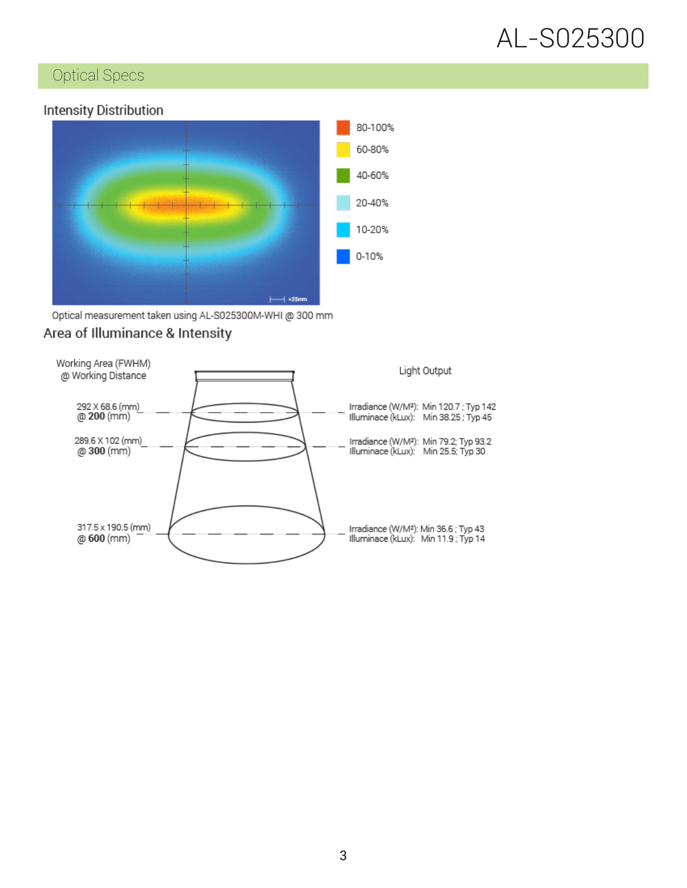## Optical Specs

### Intensity Distribution

- 80-100%
- 60-80%
- 40-60%
- 20-40%
- 10-20%
- 0-10%

Optical measurement taken using AL-S025300M-WHI @ 300 mm

### Area of Illuminance & Intensity

| Working Area (FWHM) @ Working Distance | Light Output |
|---|---|
| 292 X 68.6 (mm) @ **200** (mm) | Irradiance (W/M²): Min 120.7 ; Typ 142<br>Illuminace (kLux): Min 38.25 ; Typ 45 |
| 289.6 X 102 (mm) @ **300** (mm) | Irradiance (W/M²): Min 79.2; Typ 93.2<br>Illuminace (kLux): Min 25.5; Typ 30 |
| 317.5 x 190.5 (mm) @ **600** (mm) | Irradiance (W/M²): Min 36.6 ; Typ 43<br>Illuminace (kLux): Min 11.9 ; Typ 14 |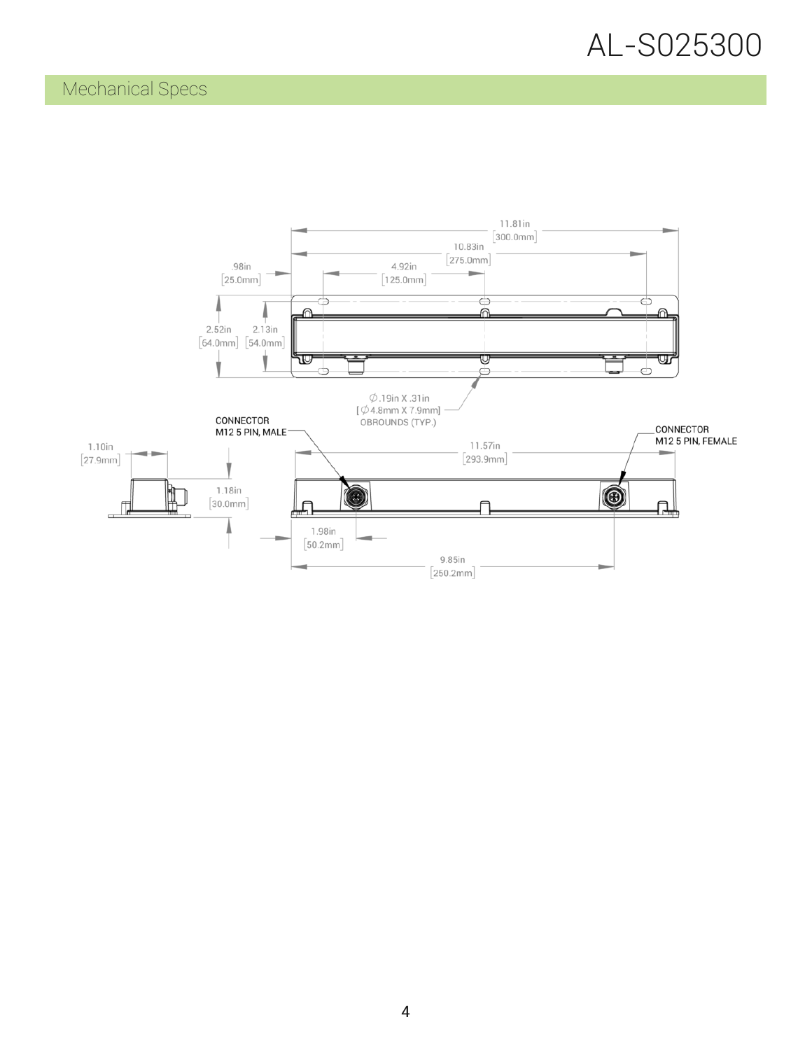## Mechanical Specs

11.81in [300.0mm]

10.83in [275.0mm]

.98in [25.0mm]

4.92in [125.0mm]

2.52in [64.0mm]

2.13in [54.0mm]

Ø.19in X .31in [Ø4.8mm X 7.9mm] OBROUNDS (TYP.)

CONNECTOR M12 5 PIN, MALE

CONNECTOR M12 5 PIN, FEMALE

1.10in [27.9mm]

11.57in [293.9mm]

1.18in [30.0mm]

1.98in [50.2mm]

9.85in [250.2mm]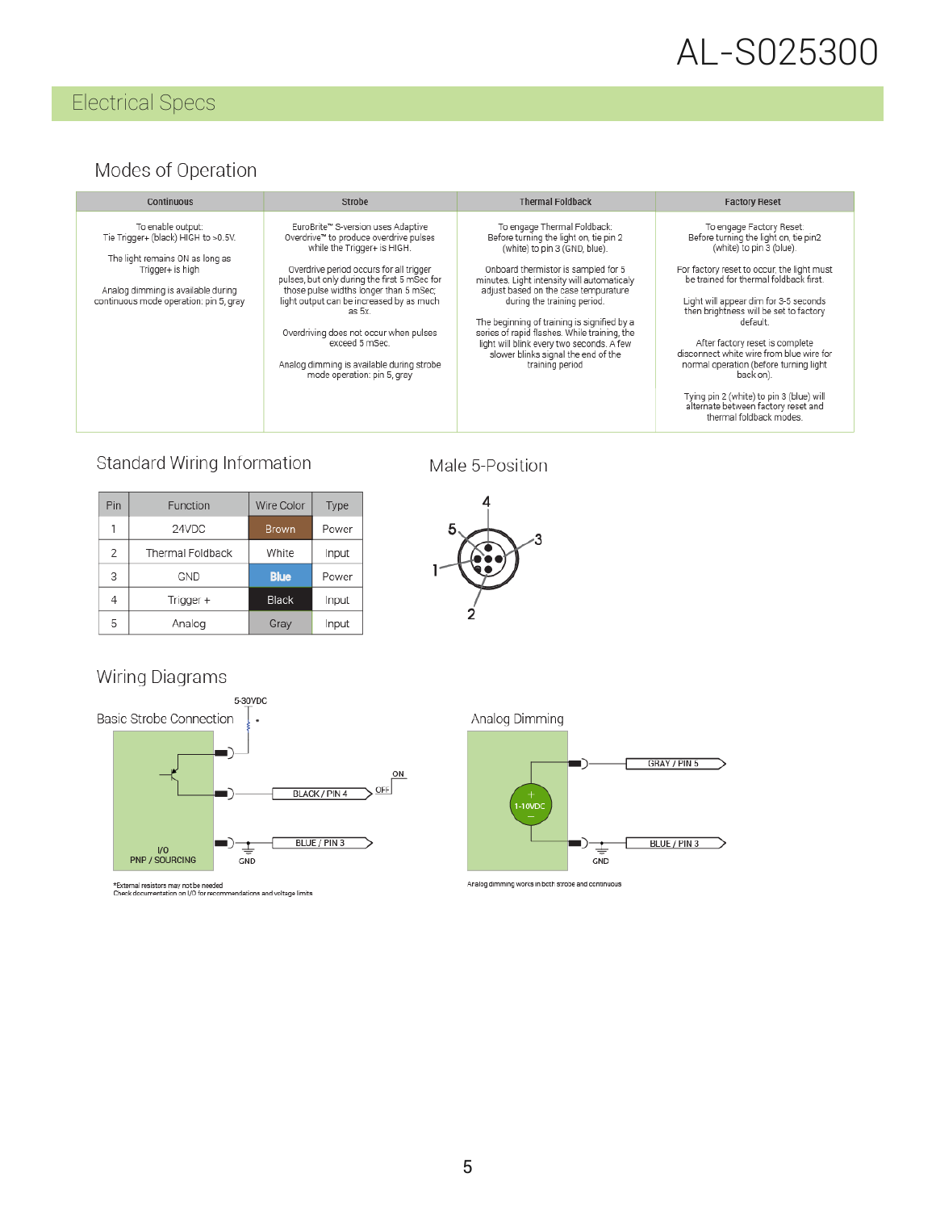# AL-S025300

## Electrical Specs

### Modes of Operation

| Continuous | Strobe | Thermal Foldback | Factory Reset |
|---|---|---|---|
| To enable output: Tie Trigger+ (black) HIGH to >0.5V. The light remains ON as long as Trigger+ is high. Analog dimming is available during continuous mode operation: pin 5, grey | EuroBrite™ S-version uses Adaptive Overdrive™ to produce overdrive pulses while the Trigger+ is HIGH. Overdrive period occurs for all trigger pulses, but only during the first 5 mSec for those pulse widths longer than 5 mSec; light output can be increased by as much as 5x. Overdriving does not occur when pulses exceed 5 mSec. Analog dimming is available during strobe mode operation: pin 5, grey | To engage Thermal Foldback: Before turning the light on, tie pin 2 (white) to pin 3 (GND, blue). Onboard thermistor is sampled for 5 minutes. Light intensity will automaticaly adjust based on the case tempurature during the training period. The beginning of training is signified by a series of rapid flashes. While training, the light will blink every two seconds. A few slower blinks signal the end of the training period | To engage Factory Reset: Before turning the light on, tie pin2 (white) to pin 3 (blue). For factory reset to occur, the light must be trained for thermal foldback first. Light will appear dim for 3-5 seconds then brightness will be set to factory default. After factory reset is complete disconnect white wire from blue wire for normal operation (before turning light back on). Tying pin 2 (white) to pin 3 (blue) will alternate between factory reset and thermal foldback modes. |

### Standard Wiring Information

| Pin | Function | Wire Color | Type |
|---|---|---|---|
| 1 | 24VDC | Brown | Power |
| 2 | Thermal Foldback | White | Input |
| 3 | GND | Blue | Power |
| 4 | Trigger + | Black | Input |
| 5 | Analog | Gray | Input |

### Male 5-Position

### Wiring Diagrams

**Basic Strobe Connection**

5-30VDC

BLACK / PIN 4 — ON / OFF

BLUE / PIN 3 — GND

I/O PNP / SOURCING

*External resistors may not be needed
Check documentation on I/O for recommendations and voltage limits

**Analog Dimming**

GRAY / PIN 5

1-10VDC

BLUE / PIN 3 — GND

Analog dimming works in both strobe and continuous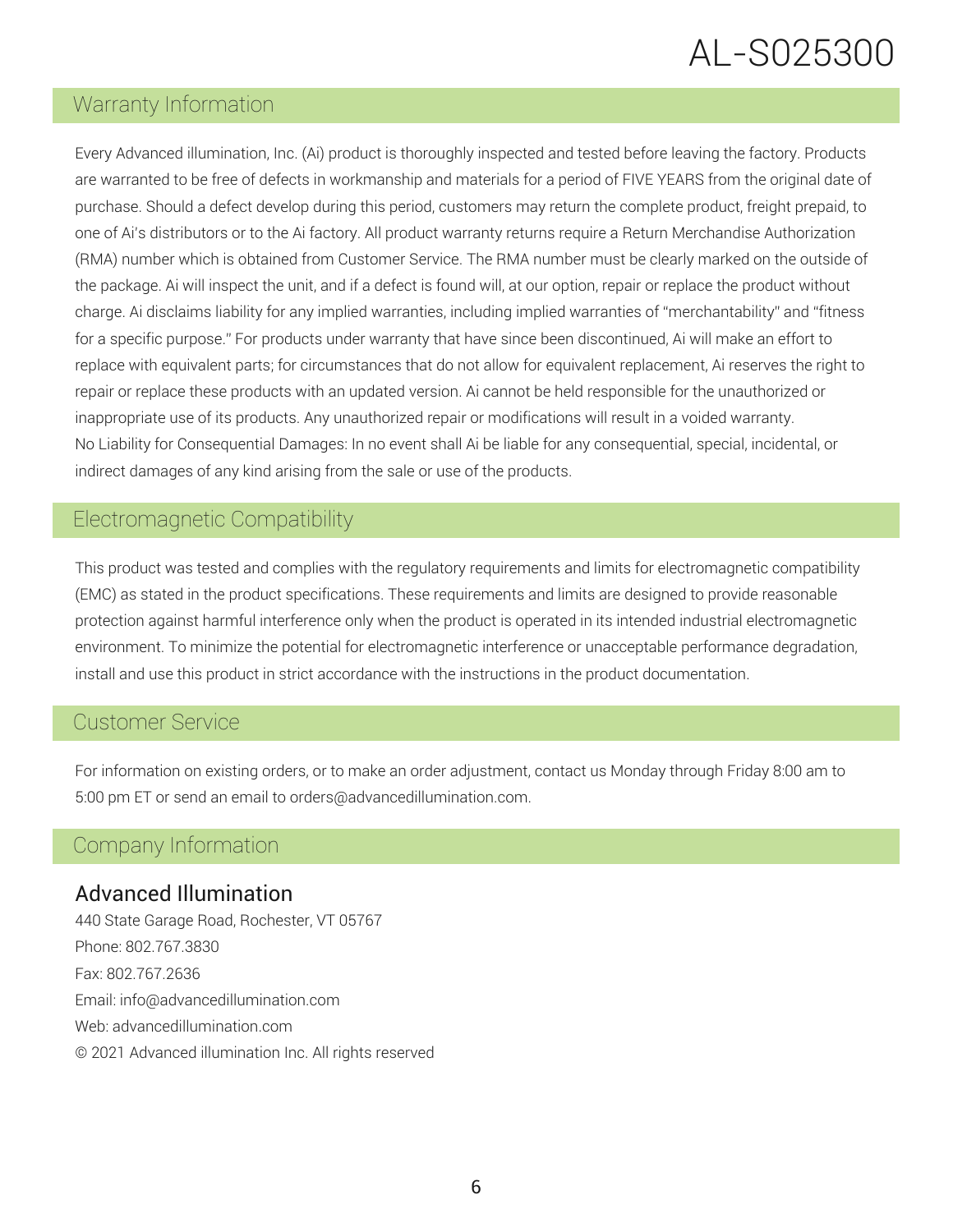## Warranty Information

Every Advanced illumination, Inc. (Ai) product is thoroughly inspected and tested before leaving the factory. Products are warranted to be free of defects in workmanship and materials for a period of FIVE YEARS from the original date of purchase. Should a defect develop during this period, customers may return the complete product, freight prepaid, to one of Ai's distributors or to the Ai factory. All product warranty returns require a Return Merchandise Authorization (RMA) number which is obtained from Customer Service. The RMA number must be clearly marked on the outside of the package. Ai will inspect the unit, and if a defect is found will, at our option, repair or replace the product without charge. Ai disclaims liability for any implied warranties, including implied warranties of "merchantability" and "fitness for a specific purpose." For products under warranty that have since been discontinued, Ai will make an effort to replace with equivalent parts; for circumstances that do not allow for equivalent replacement, Ai reserves the right to repair or replace these products with an updated version. Ai cannot be held responsible for the unauthorized or inappropriate use of its products. Any unauthorized repair or modifications will result in a voided warranty.
No Liability for Consequential Damages: In no event shall Ai be liable for any consequential, special, incidental, or indirect damages of any kind arising from the sale or use of the products.

## Electromagnetic Compatibility

This product was tested and complies with the regulatory requirements and limits for electromagnetic compatibility (EMC) as stated in the product specifications. These requirements and limits are designed to provide reasonable protection against harmful interference only when the product is operated in its intended industrial electromagnetic environment. To minimize the potential for electromagnetic interference or unacceptable performance degradation, install and use this product in strict accordance with the instructions in the product documentation.

## Customer Service

For information on existing orders, or to make an order adjustment, contact us Monday through Friday 8:00 am to 5:00 pm ET or send an email to orders@advancedillumination.com.

## Company Information

### Advanced Illumination

440 State Garage Road, Rochester, VT 05767
Phone: 802.767.3830
Fax: 802.767.2636
Email: info@advancedillumination.com
Web: advancedillumination.com
© 2021 Advanced illumination Inc. All rights reserved